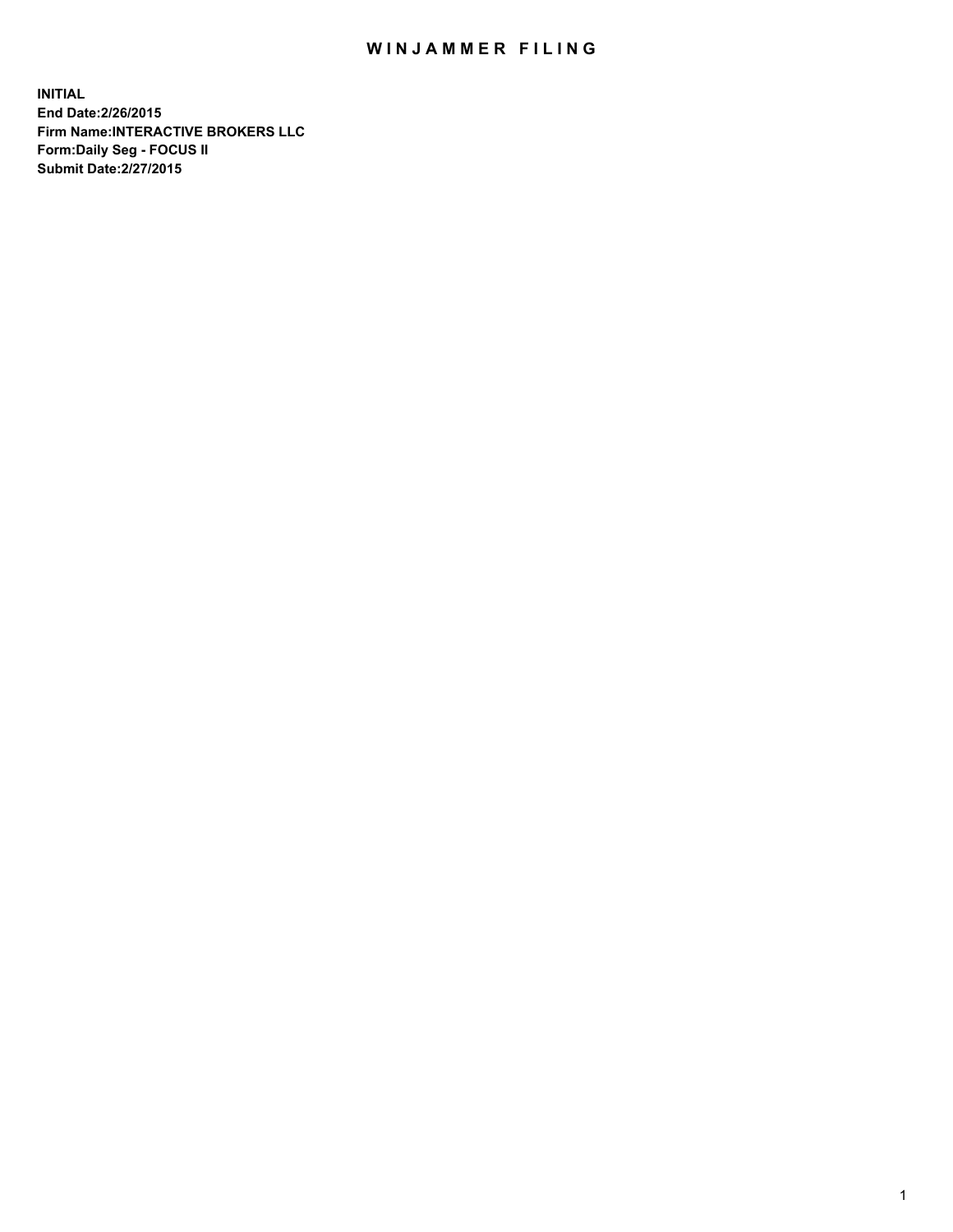# WINJAMMER FILING

**INITIAL**
**End Date:2/26/2015**
**Firm Name:INTERACTIVE BROKERS LLC**
**Form:Daily Seg - FOCUS II**
**Submit Date:2/27/2015**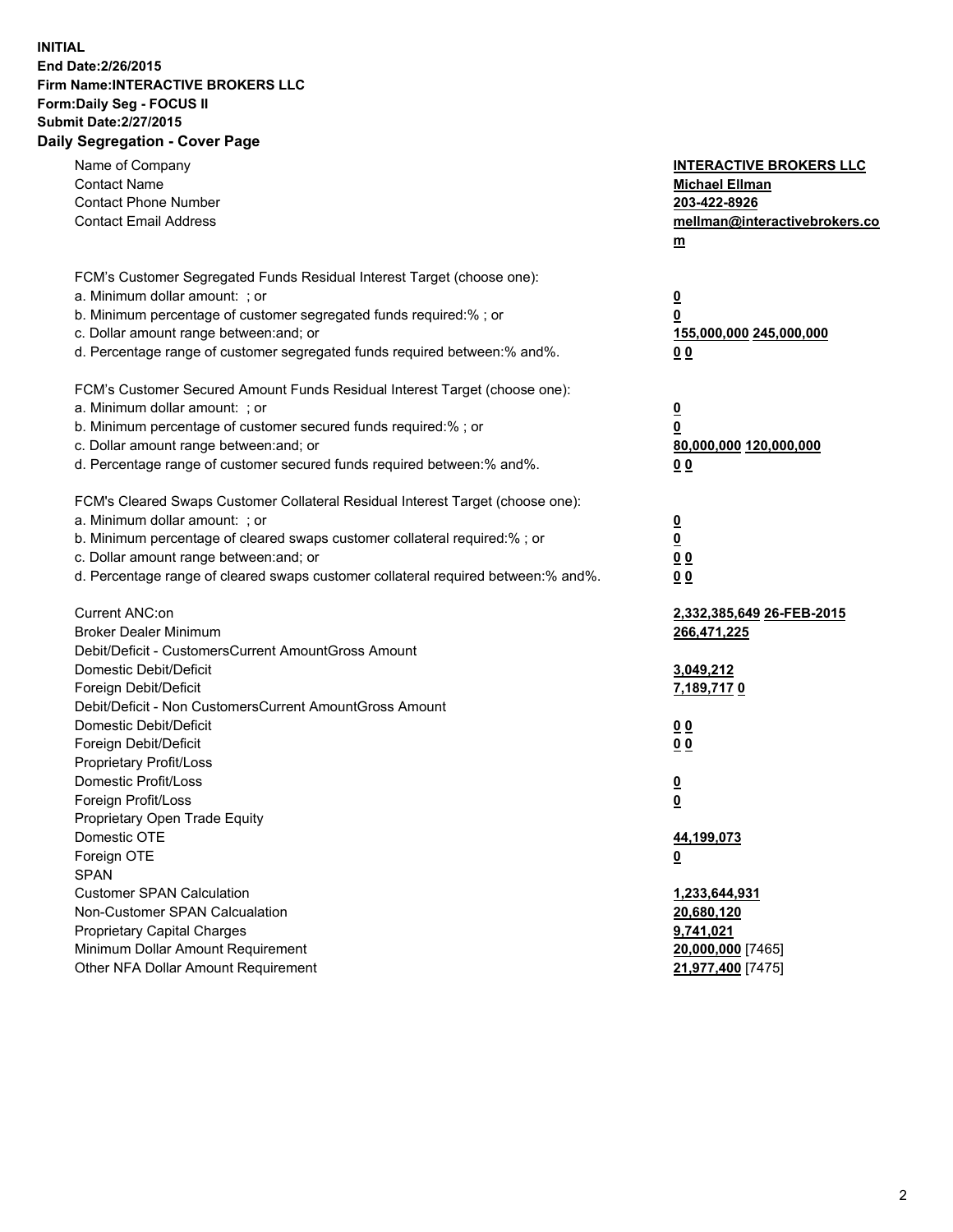**INITIAL**
**End Date:2/26/2015**
**Firm Name:INTERACTIVE BROKERS LLC**
**Form:Daily Seg - FOCUS II**
**Submit Date:2/27/2015**

## Daily Segregation - Cover Page

| | |
|---|---|
| Name of Company | **INTERACTIVE BROKERS LLC** |
| Contact Name | **Michael Ellman** |
| Contact Phone Number | **203-422-8926** |
| Contact Email Address | **mellman@interactivebrokers.com** |
| | |
| FCM's Customer Segregated Funds Residual Interest Target (choose one): | |
| a. Minimum dollar amount: ; or | **0** |
| b. Minimum percentage of customer segregated funds required:% ; or | **0** |
| c. Dollar amount range between:and; or | **155,000,000 245,000,000** |
| d. Percentage range of customer segregated funds required between:% and%. | **0 0** |
| | |
| FCM's Customer Secured Amount Funds Residual Interest Target (choose one): | |
| a. Minimum dollar amount: ; or | **0** |
| b. Minimum percentage of customer secured funds required:% ; or | **0** |
| c. Dollar amount range between:and; or | **80,000,000 120,000,000** |
| d. Percentage range of customer secured funds required between:% and%. | **0 0** |
| | |
| FCM's Cleared Swaps Customer Collateral Residual Interest Target (choose one): | |
| a. Minimum dollar amount: ; or | **0** |
| b. Minimum percentage of cleared swaps customer collateral required:% ; or | **0** |
| c. Dollar amount range between:and; or | **0 0** |
| d. Percentage range of cleared swaps customer collateral required between:% and%. | **0 0** |
| | |
| Current ANC:on | **2,332,385,649 26-FEB-2015** |
| Broker Dealer Minimum | **266,471,225** |
| Debit/Deficit - CustomersCurrent AmountGross Amount | |
| Domestic Debit/Deficit | **3,049,212** |
| Foreign Debit/Deficit | **7,189,717 0** |
| Debit/Deficit - Non CustomersCurrent AmountGross Amount | |
| Domestic Debit/Deficit | **0 0** |
| Foreign Debit/Deficit | **0 0** |
| Proprietary Profit/Loss | |
| Domestic Profit/Loss | **0** |
| Foreign Profit/Loss | **0** |
| Proprietary Open Trade Equity | |
| Domestic OTE | **44,199,073** |
| Foreign OTE | **0** |
| SPAN | |
| Customer SPAN Calculation | **1,233,644,931** |
| Non-Customer SPAN Calcualation | **20,680,120** |
| Proprietary Capital Charges | **9,741,021** |
| Minimum Dollar Amount Requirement | **20,000,000** [7465] |
| Other NFA Dollar Amount Requirement | **21,977,400** [7475] |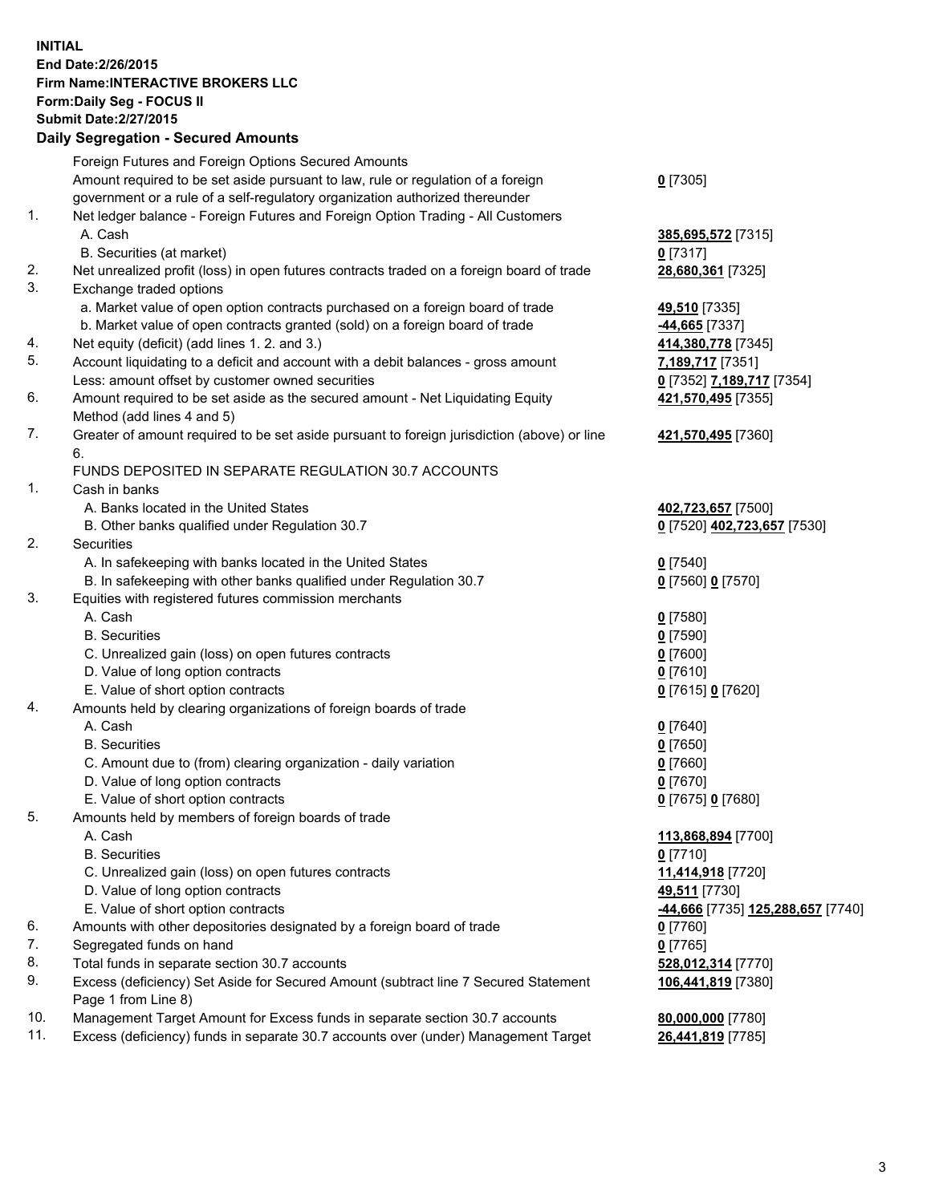**INITIAL**
**End Date:2/26/2015**
**Firm Name:INTERACTIVE BROKERS LLC**
**Form:Daily Seg - FOCUS II**
**Submit Date:2/27/2015**

**Daily Segregation - Secured Amounts**

| | | |
|---|---|---|
| | Foreign Futures and Foreign Options Secured Amounts | |
| | Amount required to be set aside pursuant to law, rule or regulation of a foreign government or a rule of a self-regulatory organization authorized thereunder | **0** [7305] |
| 1. | Net ledger balance - Foreign Futures and Foreign Option Trading - All Customers | |
| | A. Cash | **385,695,572** [7315] |
| | B. Securities (at market) | **0** [7317] |
| 2. | Net unrealized profit (loss) in open futures contracts traded on a foreign board of trade | **28,680,361** [7325] |
| 3. | Exchange traded options | |
| | a. Market value of open option contracts purchased on a foreign board of trade | **49,510** [7335] |
| | b. Market value of open contracts granted (sold) on a foreign board of trade | **-44,665** [7337] |
| 4. | Net equity (deficit) (add lines 1. 2. and 3.) | **414,380,778** [7345] |
| 5. | Account liquidating to a deficit and account with a debit balances - gross amount | **7,189,717** [7351] |
| | Less: amount offset by customer owned securities | **0** [7352] **7,189,717** [7354] |
| 6. | Amount required to be set aside as the secured amount - Net Liquidating Equity Method (add lines 4 and 5) | **421,570,495** [7355] |
| 7. | Greater of amount required to be set aside pursuant to foreign jurisdiction (above) or line 6. | **421,570,495** [7360] |
| | FUNDS DEPOSITED IN SEPARATE REGULATION 30.7 ACCOUNTS | |
| 1. | Cash in banks | |
| | A. Banks located in the United States | **402,723,657** [7500] |
| | B. Other banks qualified under Regulation 30.7 | **0** [7520] **402,723,657** [7530] |
| 2. | Securities | |
| | A. In safekeeping with banks located in the United States | **0** [7540] |
| | B. In safekeeping with other banks qualified under Regulation 30.7 | **0** [7560] **0** [7570] |
| 3. | Equities with registered futures commission merchants | |
| | A. Cash | **0** [7580] |
| | B. Securities | **0** [7590] |
| | C. Unrealized gain (loss) on open futures contracts | **0** [7600] |
| | D. Value of long option contracts | **0** [7610] |
| | E. Value of short option contracts | **0** [7615] **0** [7620] |
| 4. | Amounts held by clearing organizations of foreign boards of trade | |
| | A. Cash | **0** [7640] |
| | B. Securities | **0** [7650] |
| | C. Amount due to (from) clearing organization - daily variation | **0** [7660] |
| | D. Value of long option contracts | **0** [7670] |
| | E. Value of short option contracts | **0** [7675] **0** [7680] |
| 5. | Amounts held by members of foreign boards of trade | |
| | A. Cash | **113,868,894** [7700] |
| | B. Securities | **0** [7710] |
| | C. Unrealized gain (loss) on open futures contracts | **11,414,918** [7720] |
| | D. Value of long option contracts | **49,511** [7730] |
| | E. Value of short option contracts | **-44,666** [7735] **125,288,657** [7740] |
| 6. | Amounts with other depositories designated by a foreign board of trade | **0** [7760] |
| 7. | Segregated funds on hand | **0** [7765] |
| 8. | Total funds in separate section 30.7 accounts | **528,012,314** [7770] |
| 9. | Excess (deficiency) Set Aside for Secured Amount (subtract line 7 Secured Statement Page 1 from Line 8) | **106,441,819** [7380] |
| 10. | Management Target Amount for Excess funds in separate section 30.7 accounts | **80,000,000** [7780] |
| 11. | Excess (deficiency) funds in separate 30.7 accounts over (under) Management Target | **26,441,819** [7785] |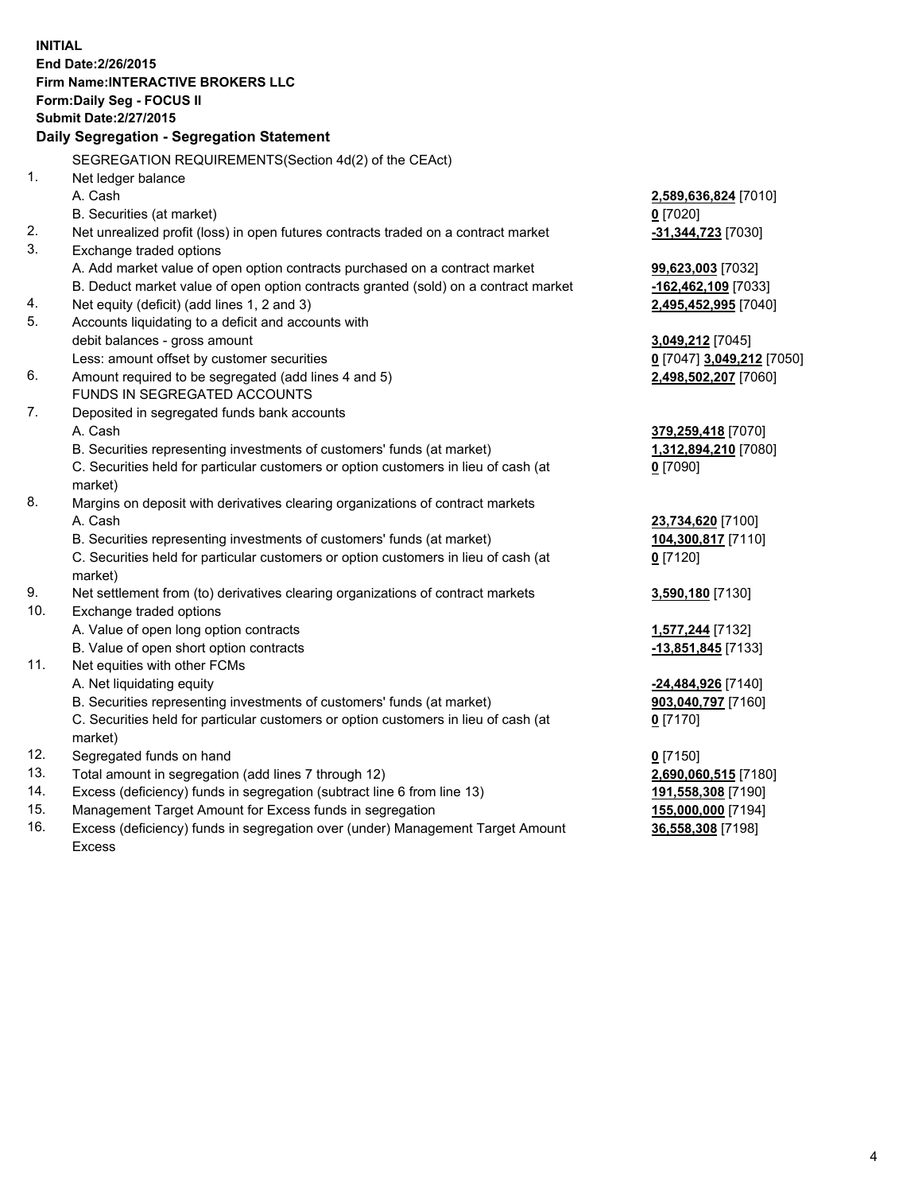**INITIAL**
**End Date:2/26/2015**
**Firm Name:INTERACTIVE BROKERS LLC**
**Form:Daily Seg - FOCUS II**
**Submit Date:2/27/2015**

## Daily Segregation - Segregation Statement

SEGREGATION REQUIREMENTS(Section 4d(2) of the CEAct)

| | | |
|---|---|---|
| 1. | Net ledger balance | |
| | A. Cash | **2,589,636,824** [7010] |
| | B. Securities (at market) | **0** [7020] |
| 2. | Net unrealized profit (loss) in open futures contracts traded on a contract market | **-31,344,723** [7030] |
| 3. | Exchange traded options | |
| | A. Add market value of open option contracts purchased on a contract market | **99,623,003** [7032] |
| | B. Deduct market value of open option contracts granted (sold) on a contract market | **-162,462,109** [7033] |
| 4. | Net equity (deficit) (add lines 1, 2 and 3) | **2,495,452,995** [7040] |
| 5. | Accounts liquidating to a deficit and accounts with debit balances - gross amount | **3,049,212** [7045] |
| | Less: amount offset by customer securities | **0** [7047] **3,049,212** [7050] |
| 6. | Amount required to be segregated (add lines 4 and 5) | **2,498,502,207** [7060] |
| | FUNDS IN SEGREGATED ACCOUNTS | |
| 7. | Deposited in segregated funds bank accounts | |
| | A. Cash | **379,259,418** [7070] |
| | B. Securities representing investments of customers' funds (at market) | **1,312,894,210** [7080] |
| | C. Securities held for particular customers or option customers in lieu of cash (at market) | **0** [7090] |
| 8. | Margins on deposit with derivatives clearing organizations of contract markets | |
| | A. Cash | **23,734,620** [7100] |
| | B. Securities representing investments of customers' funds (at market) | **104,300,817** [7110] |
| | C. Securities held for particular customers or option customers in lieu of cash (at market) | **0** [7120] |
| 9. | Net settlement from (to) derivatives clearing organizations of contract markets | **3,590,180** [7130] |
| 10. | Exchange traded options | |
| | A. Value of open long option contracts | **1,577,244** [7132] |
| | B. Value of open short option contracts | **-13,851,845** [7133] |
| 11. | Net equities with other FCMs | |
| | A. Net liquidating equity | **-24,484,926** [7140] |
| | B. Securities representing investments of customers' funds (at market) | **903,040,797** [7160] |
| | C. Securities held for particular customers or option customers in lieu of cash (at market) | **0** [7170] |
| 12. | Segregated funds on hand | **0** [7150] |
| 13. | Total amount in segregation (add lines 7 through 12) | **2,690,060,515** [7180] |
| 14. | Excess (deficiency) funds in segregation (subtract line 6 from line 13) | **191,558,308** [7190] |
| 15. | Management Target Amount for Excess funds in segregation | **155,000,000** [7194] |
| 16. | Excess (deficiency) funds in segregation over (under) Management Target Amount Excess | **36,558,308** [7198] |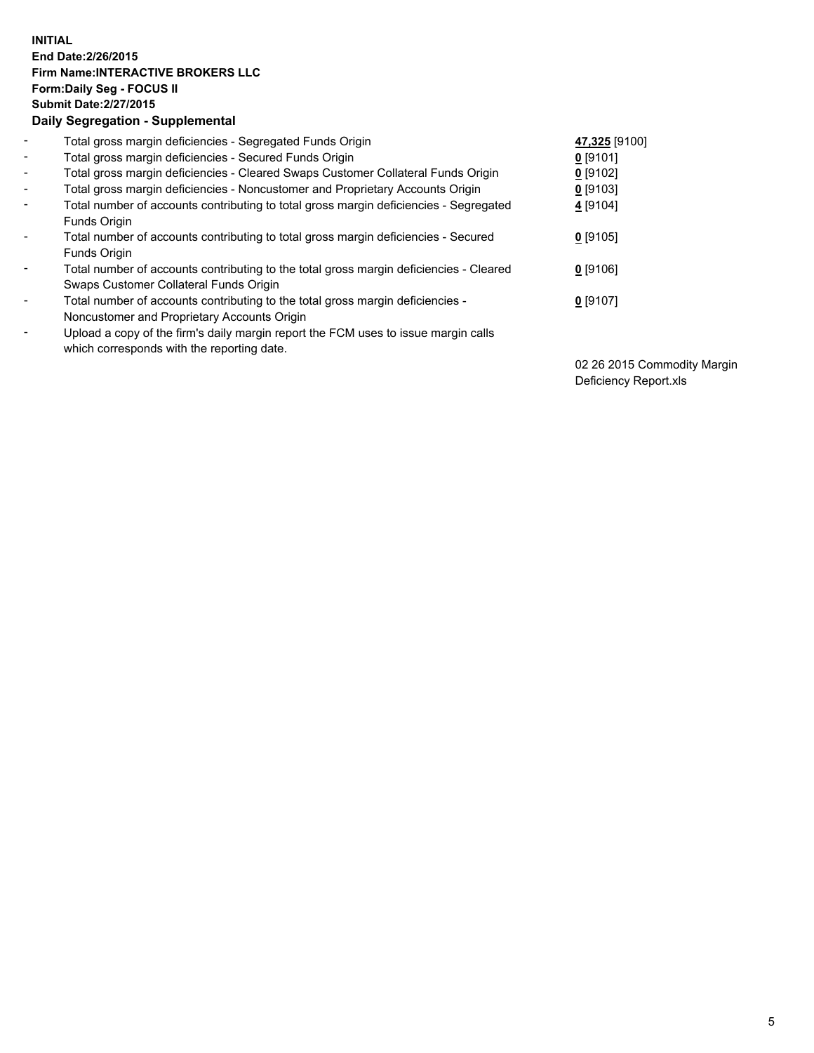**INITIAL**
**End Date:2/26/2015**
**Firm Name:INTERACTIVE BROKERS LLC**
**Form:Daily Seg - FOCUS II**
**Submit Date:2/27/2015**
**Daily Segregation - Supplemental**

| | | |
|---|---|---|
| - | Total gross margin deficiencies - Segregated Funds Origin | **47,325** [9100] |
| - | Total gross margin deficiencies - Secured Funds Origin | **0** [9101] |
| - | Total gross margin deficiencies - Cleared Swaps Customer Collateral Funds Origin | **0** [9102] |
| - | Total gross margin deficiencies - Noncustomer and Proprietary Accounts Origin | **0** [9103] |
| - | Total number of accounts contributing to total gross margin deficiencies - Segregated Funds Origin | **4** [9104] |
| - | Total number of accounts contributing to total gross margin deficiencies - Secured Funds Origin | **0** [9105] |
| - | Total number of accounts contributing to the total gross margin deficiencies - Cleared Swaps Customer Collateral Funds Origin | **0** [9106] |
| - | Total number of accounts contributing to the total gross margin deficiencies - Noncustomer and Proprietary Accounts Origin | **0** [9107] |
| - | Upload a copy of the firm's daily margin report the FCM uses to issue margin calls which corresponds with the reporting date. | 02 26 2015 Commodity Margin Deficiency Report.xls |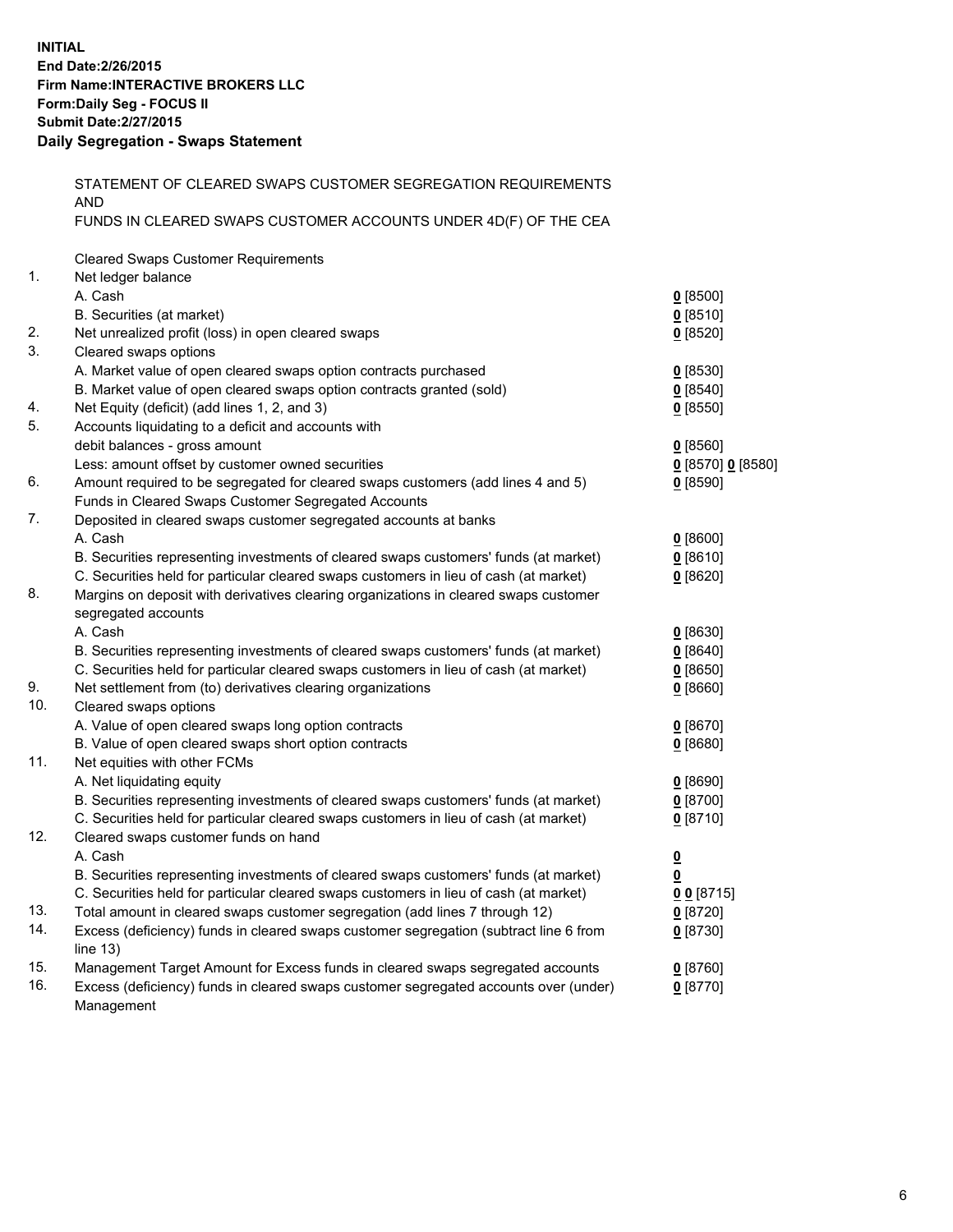**INITIAL**
**End Date:2/26/2015**
**Firm Name:INTERACTIVE BROKERS LLC**
**Form:Daily Seg - FOCUS II**
**Submit Date:2/27/2015**
**Daily Segregation - Swaps Statement**

STATEMENT OF CLEARED SWAPS CUSTOMER SEGREGATION REQUIREMENTS AND FUNDS IN CLEARED SWAPS CUSTOMER ACCOUNTS UNDER 4D(F) OF THE CEA

| | | |
|---|---|---|
| | Cleared Swaps Customer Requirements | |
| 1. | Net ledger balance | |
| | A. Cash | 0 [8500] |
| | B. Securities (at market) | 0 [8510] |
| 2. | Net unrealized profit (loss) in open cleared swaps | 0 [8520] |
| 3. | Cleared swaps options | |
| | A. Market value of open cleared swaps option contracts purchased | 0 [8530] |
| | B. Market value of open cleared swaps option contracts granted (sold) | 0 [8540] |
| 4. | Net Equity (deficit) (add lines 1, 2, and 3) | 0 [8550] |
| 5. | Accounts liquidating to a deficit and accounts with debit balances - gross amount | 0 [8560] |
| | Less: amount offset by customer owned securities | 0 [8570] 0 [8580] |
| 6. | Amount required to be segregated for cleared swaps customers (add lines 4 and 5) | 0 [8590] |
| | Funds in Cleared Swaps Customer Segregated Accounts | |
| 7. | Deposited in cleared swaps customer segregated accounts at banks | |
| | A. Cash | 0 [8600] |
| | B. Securities representing investments of cleared swaps customers' funds (at market) | 0 [8610] |
| | C. Securities held for particular cleared swaps customers in lieu of cash (at market) | 0 [8620] |
| 8. | Margins on deposit with derivatives clearing organizations in cleared swaps customer segregated accounts | |
| | A. Cash | 0 [8630] |
| | B. Securities representing investments of cleared swaps customers' funds (at market) | 0 [8640] |
| | C. Securities held for particular cleared swaps customers in lieu of cash (at market) | 0 [8650] |
| 9. | Net settlement from (to) derivatives clearing organizations | 0 [8660] |
| 10. | Cleared swaps options | |
| | A. Value of open cleared swaps long option contracts | 0 [8670] |
| | B. Value of open cleared swaps short option contracts | 0 [8680] |
| 11. | Net equities with other FCMs | |
| | A. Net liquidating equity | 0 [8690] |
| | B. Securities representing investments of cleared swaps customers' funds (at market) | 0 [8700] |
| | C. Securities held for particular cleared swaps customers in lieu of cash (at market) | 0 [8710] |
| 12. | Cleared swaps customer funds on hand | |
| | A. Cash | 0 |
| | B. Securities representing investments of cleared swaps customers' funds (at market) | 0 |
| | C. Securities held for particular cleared swaps customers in lieu of cash (at market) | 0 0 [8715] |
| 13. | Total amount in cleared swaps customer segregation (add lines 7 through 12) | 0 [8720] |
| 14. | Excess (deficiency) funds in cleared swaps customer segregation (subtract line 6 from line 13) | 0 [8730] |
| 15. | Management Target Amount for Excess funds in cleared swaps segregated accounts | 0 [8760] |
| 16. | Excess (deficiency) funds in cleared swaps customer segregated accounts over (under) Management | 0 [8770] |